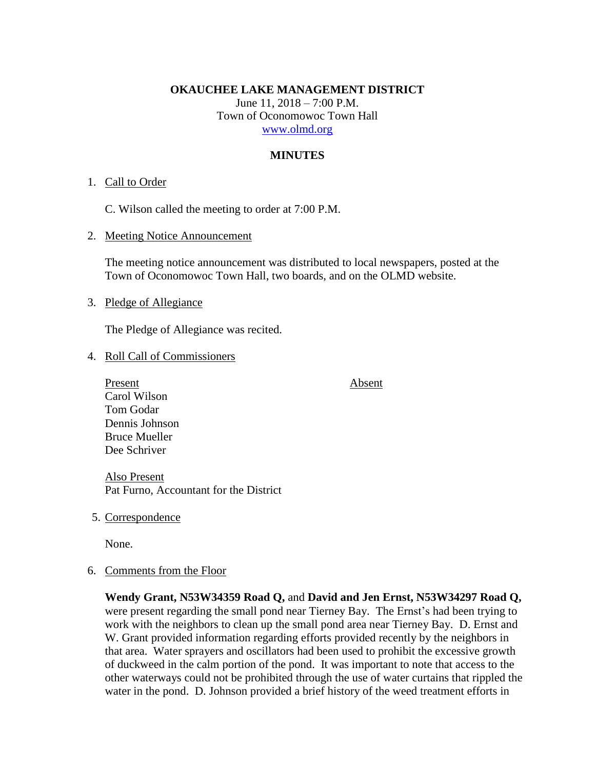**OKAUCHEE LAKE MANAGEMENT DISTRICT**

June 11, 2018 – 7:00 P.M.
Town of Oconomowoc Town Hall
www.olmd.org

**MINUTES**

1. Call to Order

   C. Wilson called the meeting to order at 7:00 P.M.

2. Meeting Notice Announcement

   The meeting notice announcement was distributed to local newspapers, posted at the Town of Oconomowoc Town Hall, two boards, and on the OLMD website.

3. Pledge of Allegiance

   The Pledge of Allegiance was recited.

4. Roll Call of Commissioners

| Present | Absent |
|---|---|
| Carol Wilson | |
| Tom Godar | |
| Dennis Johnson | |
| Bruce Mueller | |
| Dee Schriver | |

   Also Present
   Pat Furno, Accountant for the District

5. Correspondence

   None.

6. Comments from the Floor

   **Wendy Grant, N53W34359 Road Q,** and **David and Jen Ernst, N53W34297 Road Q,** were present regarding the small pond near Tierney Bay. The Ernst's had been trying to work with the neighbors to clean up the small pond area near Tierney Bay. D. Ernst and W. Grant provided information regarding efforts provided recently by the neighbors in that area. Water sprayers and oscillators had been used to prohibit the excessive growth of duckweed in the calm portion of the pond. It was important to note that access to the other waterways could not be prohibited through the use of water curtains that rippled the water in the pond. D. Johnson provided a brief history of the weed treatment efforts in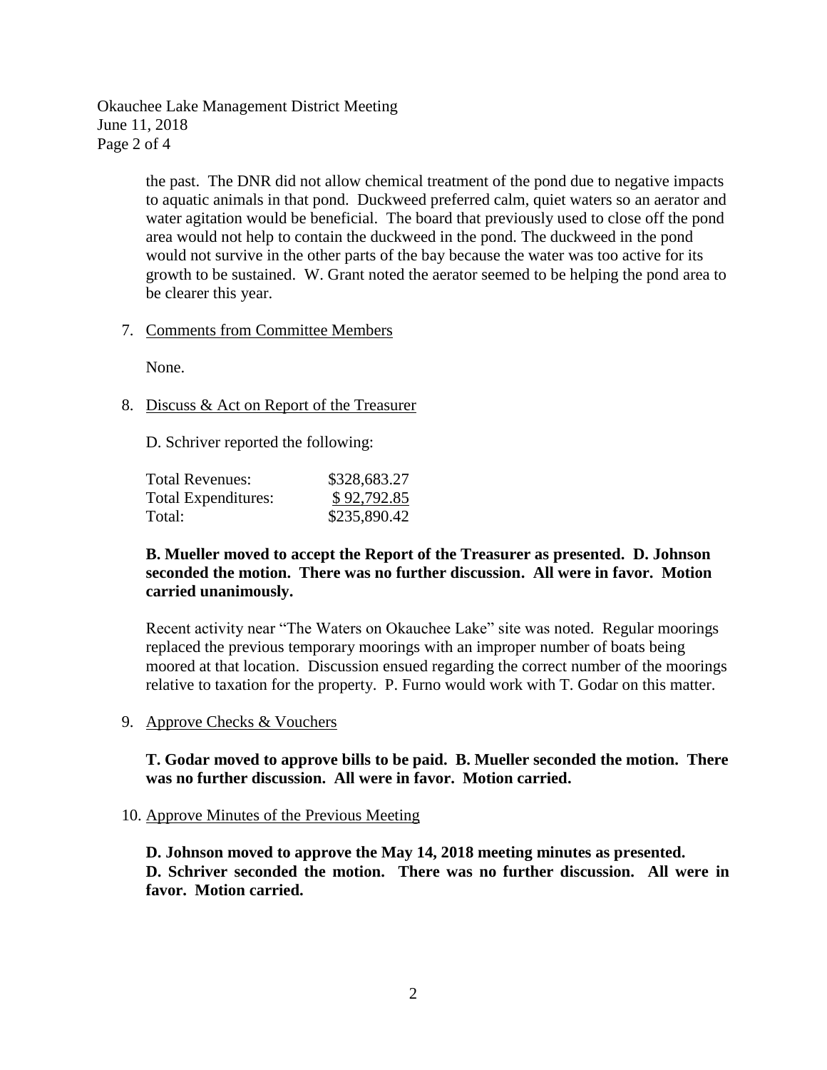the past. The DNR did not allow chemical treatment of the pond due to negative impacts to aquatic animals in that pond. Duckweed preferred calm, quiet waters so an aerator and water agitation would be beneficial. The board that previously used to close off the pond area would not help to contain the duckweed in the pond. The duckweed in the pond would not survive in the other parts of the bay because the water was too active for its growth to be sustained. W. Grant noted the aerator seemed to be helping the pond area to be clearer this year.

7. Comments from Committee Members

   None.

8. Discuss & Act on Report of the Treasurer

   D. Schriver reported the following:

   | | |
   |---|---|
   | Total Revenues: | \$328,683.27 |
   | Total Expenditures: | \$ 92,792.85 |
   | Total: | \$235,890.42 |

   **B. Mueller moved to accept the Report of the Treasurer as presented. D. Johnson seconded the motion. There was no further discussion. All were in favor. Motion carried unanimously.**

   Recent activity near "The Waters on Okauchee Lake" site was noted. Regular moorings replaced the previous temporary moorings with an improper number of boats being moored at that location. Discussion ensued regarding the correct number of the moorings relative to taxation for the property. P. Furno would work with T. Godar on this matter.

9. Approve Checks & Vouchers

   **T. Godar moved to approve bills to be paid. B. Mueller seconded the motion. There was no further discussion. All were in favor. Motion carried.**

10. Approve Minutes of the Previous Meeting

    **D. Johnson moved to approve the May 14, 2018 meeting minutes as presented. D. Schriver seconded the motion. There was no further discussion. All were in favor. Motion carried.**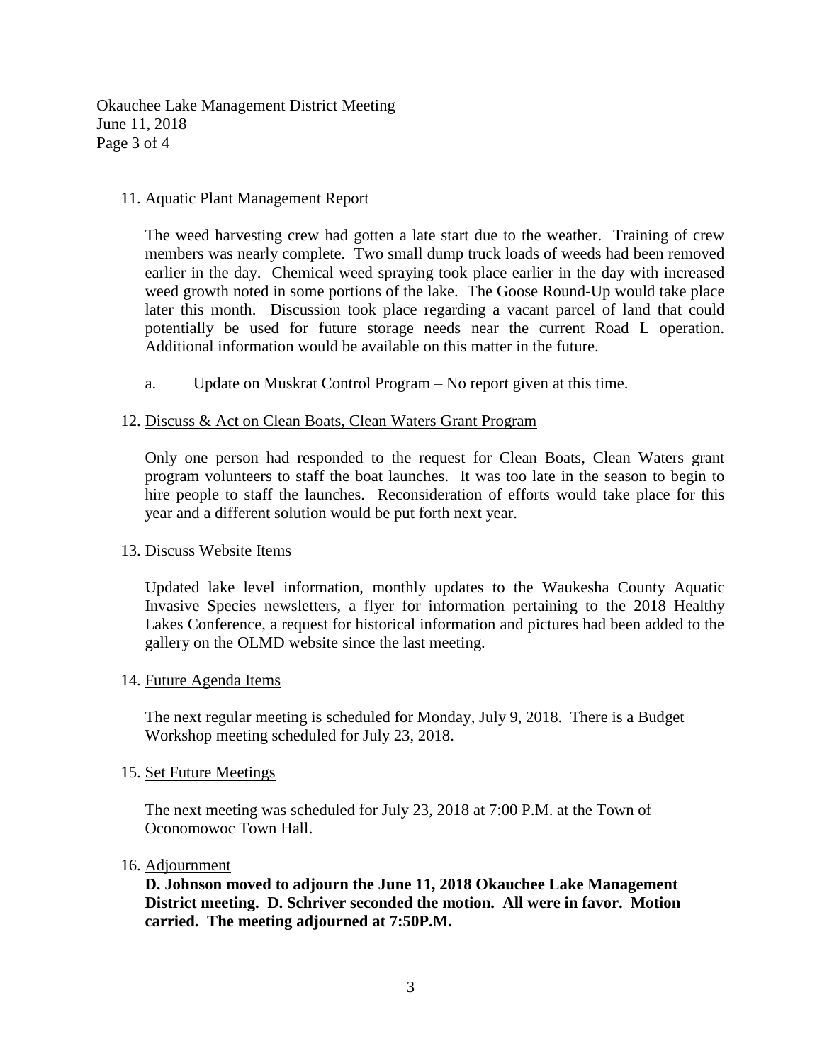11. <u>Aquatic Plant Management Report</u>

    The weed harvesting crew had gotten a late start due to the weather. Training of crew members was nearly complete. Two small dump truck loads of weeds had been removed earlier in the day. Chemical weed spraying took place earlier in the day with increased weed growth noted in some portions of the lake. The Goose Round-Up would take place later this month. Discussion took place regarding a vacant parcel of land that could potentially be used for future storage needs near the current Road L operation. Additional information would be available on this matter in the future.

    a. Update on Muskrat Control Program – No report given at this time.

12. <u>Discuss & Act on Clean Boats, Clean Waters Grant Program</u>

    Only one person had responded to the request for Clean Boats, Clean Waters grant program volunteers to staff the boat launches. It was too late in the season to begin to hire people to staff the launches. Reconsideration of efforts would take place for this year and a different solution would be put forth next year.

13. <u>Discuss Website Items</u>

    Updated lake level information, monthly updates to the Waukesha County Aquatic Invasive Species newsletters, a flyer for information pertaining to the 2018 Healthy Lakes Conference, a request for historical information and pictures had been added to the gallery on the OLMD website since the last meeting.

14. <u>Future Agenda Items</u>

    The next regular meeting is scheduled for Monday, July 9, 2018. There is a Budget Workshop meeting scheduled for July 23, 2018.

15. <u>Set Future Meetings</u>

    The next meeting was scheduled for July 23, 2018 at 7:00 P.M. at the Town of Oconomowoc Town Hall.

16. <u>Adjournment</u>

    **D. Johnson moved to adjourn the June 11, 2018 Okauchee Lake Management District meeting. D. Schriver seconded the motion. All were in favor. Motion carried. The meeting adjourned at 7:50P.M.**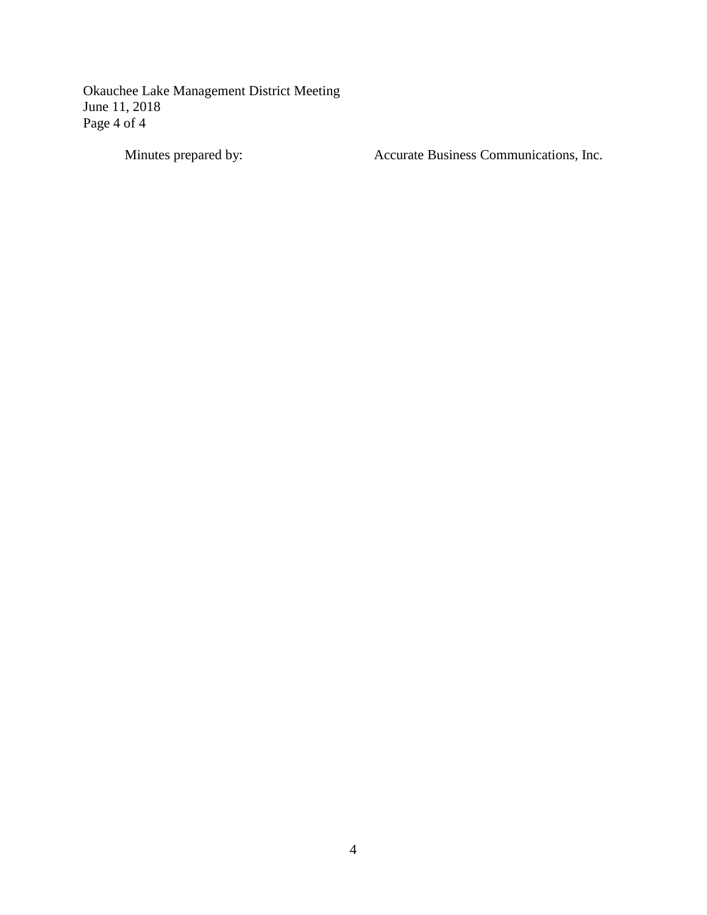Minutes prepared by: Accurate Business Communications, Inc.